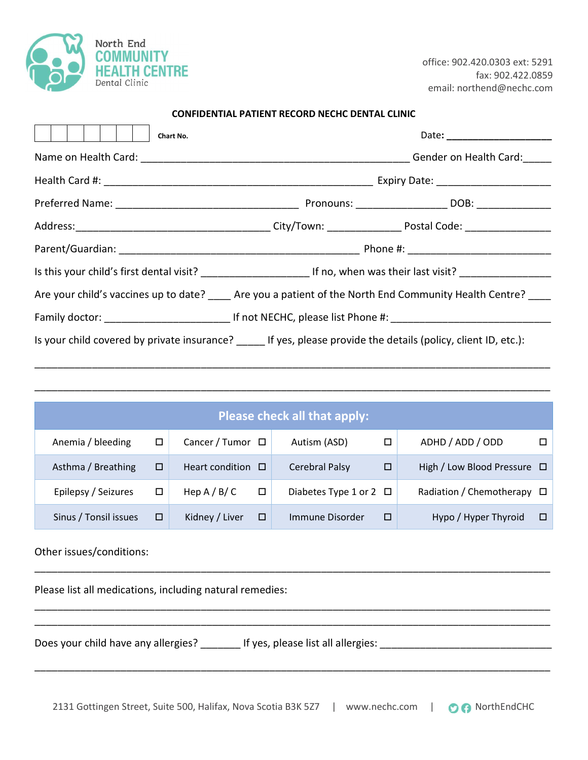North End
COMMUNITY
HEALTH CENTRE
Dental Clinic

office: 902.420.0303 ext: 5291
fax: 902.422.0859
email: northend@nechc.com

**CONFIDENTIAL PATIENT RECORD NECHC DENTAL CLINIC**

| | | | | | | |
|---|---|---|---|---|---|---|

**Chart No.**

Date: ____________________

Name on Health Card: ________________________________________________ Gender on Health Card:_____

Health Card #: ________________________________________________ Expiry Date: ____________________

Preferred Name: ________________________________ Pronouns: _______________ DOB: _____________

Address:___________________________________ City/Town: _____________ Postal Code: _______________

Parent/Guardian: ___________________________________________ Phone #: _________________________

Is this your child's first dental visit? ___________________ If no, when was their last visit? ________________

Are your child's vaccines up to date? ____ Are you a patient of the North End Community Health Centre? ____

Family doctor: ______________________ If not NECHC, please list Phone #: ____________________________

Is your child covered by private insurance? _____ If yes, please provide the details (policy, client ID, etc.):

______________________________________________________________________________________

______________________________________________________________________________________

| Please check all that apply: | | | |
|---|---|---|---|
| Anemia / bleeding ☐ | Cancer / Tumor ☐ | Autism (ASD) ☐ | ADHD / ADD / ODD ☐ |
| Asthma / Breathing ☐ | Heart condition ☐ | Cerebral Palsy ☐ | High / Low Blood Pressure ☐ |
| Epilepsy / Seizures ☐ | Hep A / B/ C ☐ | Diabetes Type 1 or 2 ☐ | Radiation / Chemotherapy ☐ |
| Sinus / Tonsil issues ☐ | Kidney / Liver ☐ | Immune Disorder ☐ | Hypo / Hyper Thyroid ☐ |

Other issues/conditions:

______________________________________________________________________________________

Please list all medications, including natural remedies:

______________________________________________________________________________________

______________________________________________________________________________________

Does your child have any allergies? _______ If yes, please list all allergies: ______________________________

______________________________________________________________________________________

2131 Gottingen Street, Suite 500, Halifax, Nova Scotia B3K 5Z7 | www.nechc.com | NorthEndCHC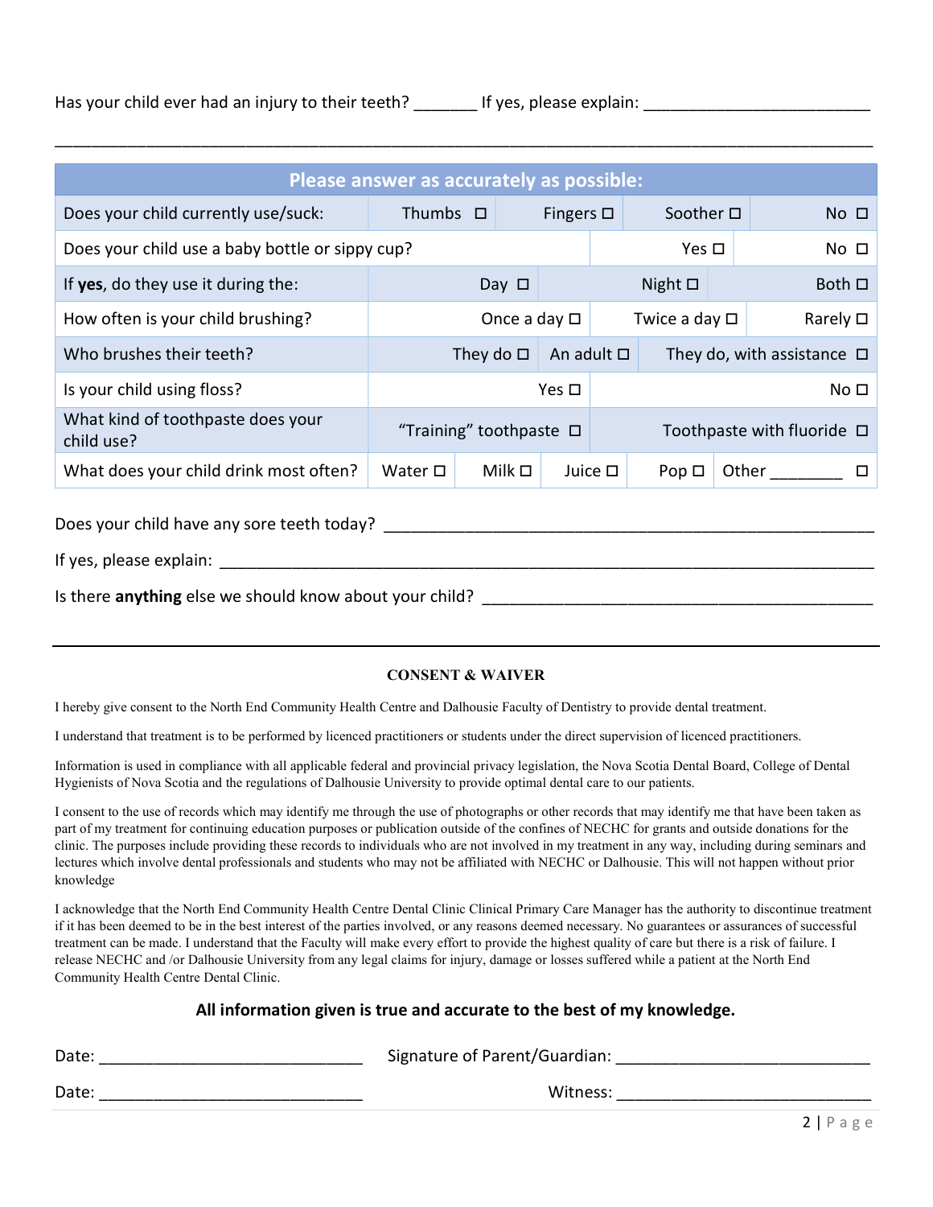Has your child ever had an injury to their teeth? _______ If yes, please explain: ________________________

______________________________________________________________________________________

| Please answer as accurately as possible: | | | | | |
|---|---|---|---|---|---|
| Does your child currently use/suck: | Thumbs ☐ | Fingers ☐ | Soother ☐ | No ☐ | |
| Does your child use a baby bottle or sippy cup? | | | Yes ☐ | No ☐ | |
| If **yes**, do they use it during the: | Day ☐ | Night ☐ | Both ☐ | | |
| How often is your child brushing? | Once a day ☐ | Twice a day ☐ | Rarely ☐ | | |
| Who brushes their teeth? | They do ☐ | An adult ☐ | They do, with assistance ☐ | | |
| Is your child using floss? | Yes ☐ | No ☐ | | | |
| What kind of toothpaste does your child use? | "Training" toothpaste ☐ | Toothpaste with fluoride ☐ | | | |
| What does your child drink most often? | Water ☐ | Milk ☐ | Juice ☐ | Pop ☐ | Other ________ ☐ |

Does your child have any sore teeth today? ________________________________________________

If yes, please explain: ______________________________________________________________

Is there **anything** else we should know about your child? ____________________________________

**CONSENT & WAIVER**

I hereby give consent to the North End Community Health Centre and Dalhousie Faculty of Dentistry to provide dental treatment.

I understand that treatment is to be performed by licenced practitioners or students under the direct supervision of licenced practitioners.

Information is used in compliance with all applicable federal and provincial privacy legislation, the Nova Scotia Dental Board, College of Dental Hygienists of Nova Scotia and the regulations of Dalhousie University to provide optimal dental care to our patients.

I consent to the use of records which may identify me through the use of photographs or other records that may identify me that have been taken as part of my treatment for continuing education purposes or publication outside of the confines of NECHC for grants and outside donations for the clinic. The purposes include providing these records to individuals who are not involved in my treatment in any way, including during seminars and lectures which involve dental professionals and students who may not be affiliated with NECHC or Dalhousie. This will not happen without prior knowledge

I acknowledge that the North End Community Health Centre Dental Clinic Clinical Primary Care Manager has the authority to discontinue treatment if it has been deemed to be in the best interest of the parties involved, or any reasons deemed necessary. No guarantees or assurances of successful treatment can be made. I understand that the Faculty will make every effort to provide the highest quality of care but there is a risk of failure. I release NECHC and /or Dalhousie University from any legal claims for injury, damage or losses suffered while a patient at the North End Community Health Centre Dental Clinic.

**All information given is true and accurate to the best of my knowledge.**

Date: ______________________________ Signature of Parent/Guardian: ____________________________

Date: ______________________________ Witness: ____________________________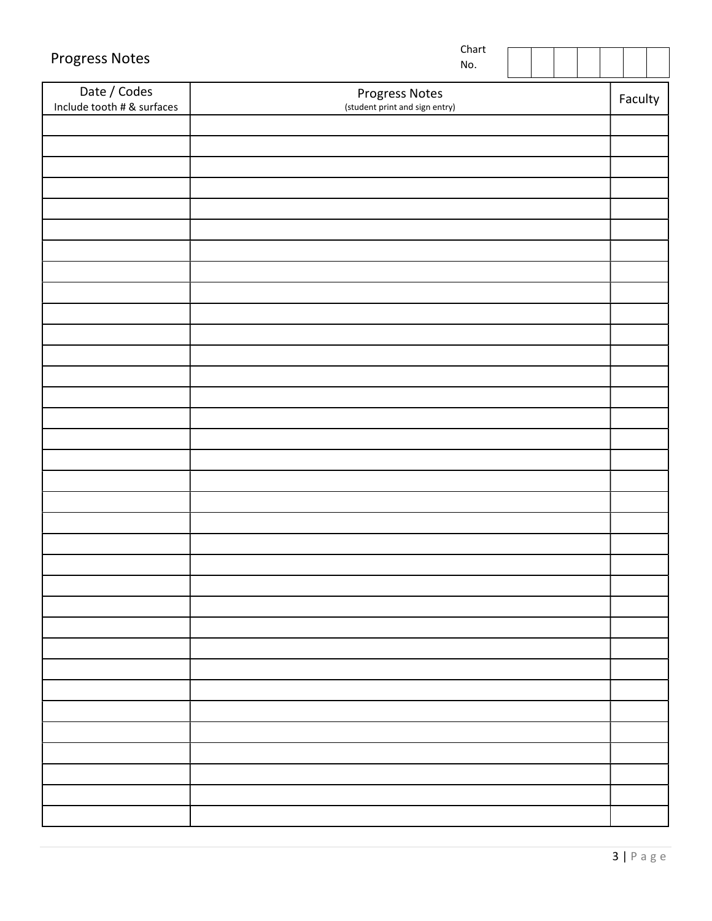## Progress Notes

Chart No. | | | | | | | |

| Date / Codes<br>Include tooth # & surfaces | Progress Notes<br>(student print and sign entry) | Faculty |
|---|---|---|
| | | |
| | | |
| | | |
| | | |
| | | |
| | | |
| | | |
| | | |
| | | |
| | | |
| | | |
| | | |
| | | |
| | | |
| | | |
| | | |
| | | |
| | | |
| | | |
| | | |
| | | |
| | | |
| | | |
| | | |
| | | |
| | | |
| | | |
| | | |
| | | |
| | | |
| | | |
| | | |
| | | |
| | | |
| | | |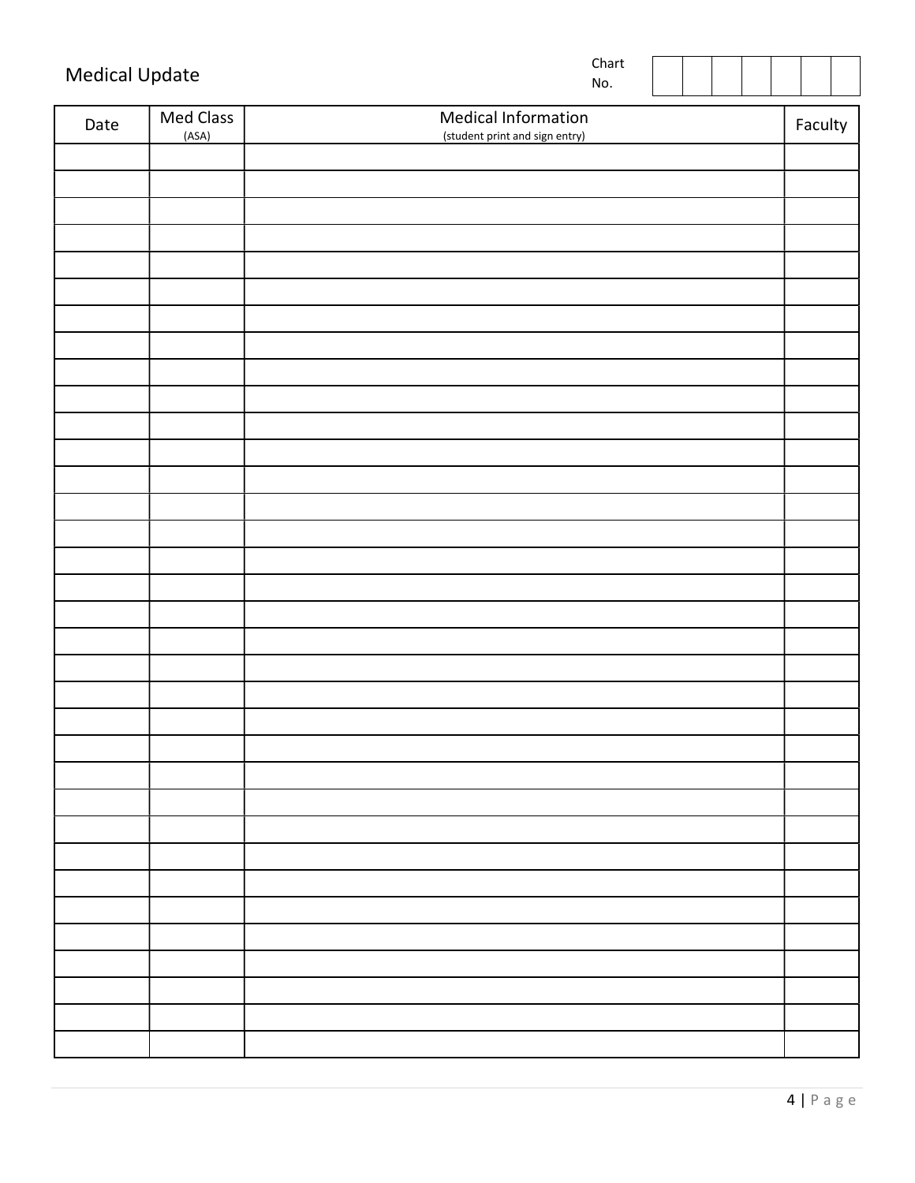# Medical Update

Chart No. | | | | | | | |

| Date | Med Class (ASA) | Medical Information (student print and sign entry) | Faculty |
|---|---|---|---|
| | | | |
| | | | |
| | | | |
| | | | |
| | | | |
| | | | |
| | | | |
| | | | |
| | | | |
| | | | |
| | | | |
| | | | |
| | | | |
| | | | |
| | | | |
| | | | |
| | | | |
| | | | |
| | | | |
| | | | |
| | | | |
| | | | |
| | | | |
| | | | |
| | | | |
| | | | |
| | | | |
| | | | |
| | | | |
| | | | |
| | | | |
| | | | |
| | | | |
| | | | |
| | | | |